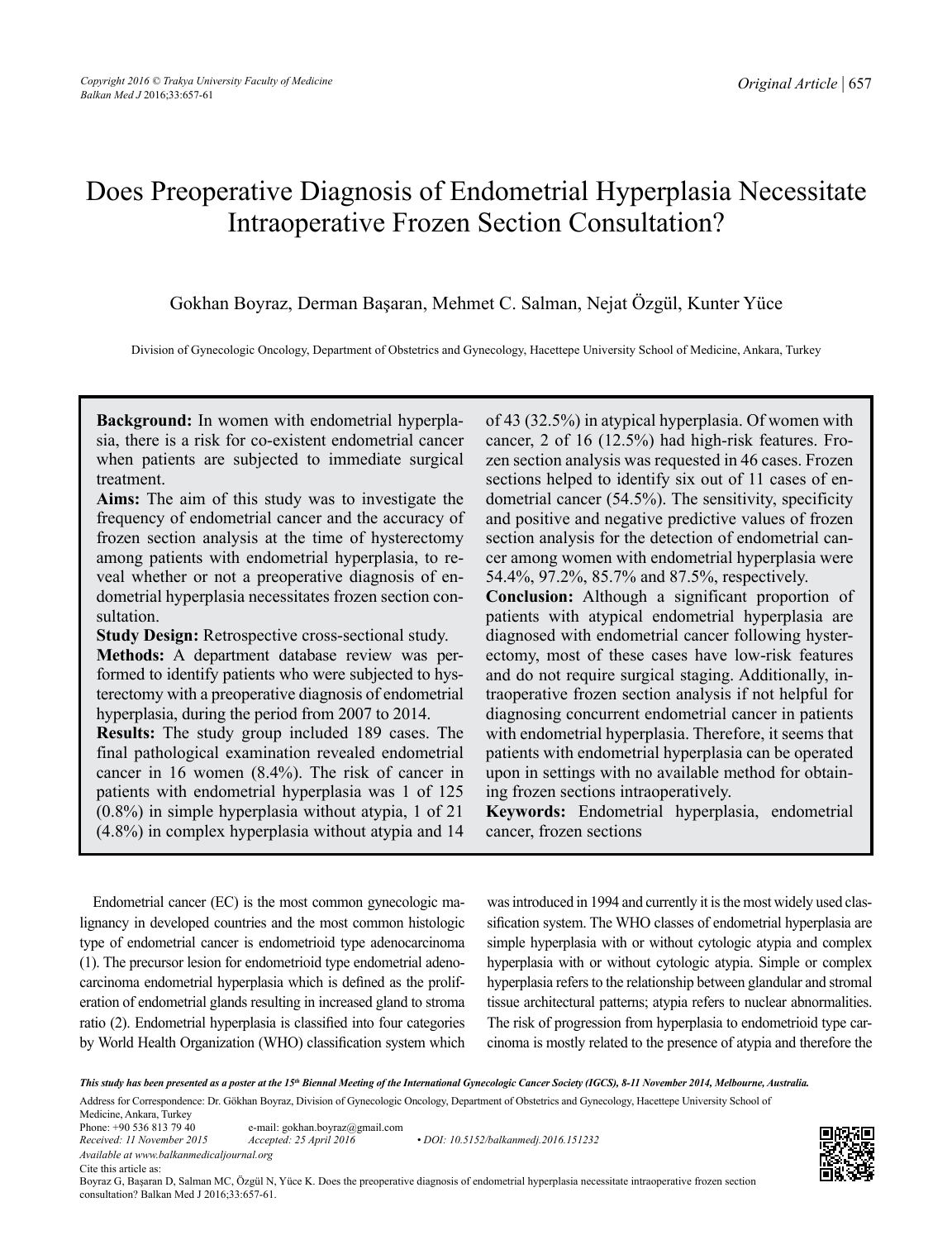# Does Preoperative Diagnosis of Endometrial Hyperplasia Necessitate Intraoperative Frozen Section Consultation?

Gokhan Boyraz, Derman Başaran, Mehmet C. Salman, Nejat Özgül, Kunter Yüce

Division of Gynecologic Oncology, Department of Obstetrics and Gynecology, Hacettepe University School of Medicine, Ankara, Turkey

**Background:** In women with endometrial hyperplasia, there is a risk for co-existent endometrial cancer when patients are subjected to immediate surgical treatment.

**Aims:** The aim of this study was to investigate the frequency of endometrial cancer and the accuracy of frozen section analysis at the time of hysterectomy among patients with endometrial hyperplasia, to reveal whether or not a preoperative diagnosis of endometrial hyperplasia necessitates frozen section consultation.

**Study Design:** Retrospective cross-sectional study.

**Methods:** A department database review was performed to identify patients who were subjected to hysterectomy with a preoperative diagnosis of endometrial hyperplasia, during the period from 2007 to 2014.

**Results:** The study group included 189 cases. The final pathological examination revealed endometrial cancer in 16 women (8.4%). The risk of cancer in patients with endometrial hyperplasia was 1 of 125 (0.8%) in simple hyperplasia without atypia, 1 of 21 (4.8%) in complex hyperplasia without atypia and 14 of 43 (32.5%) in atypical hyperplasia. Of women with cancer, 2 of 16 (12.5%) had high-risk features. Frozen section analysis was requested in 46 cases. Frozen sections helped to identify six out of 11 cases of endometrial cancer (54.5%). The sensitivity, specificity and positive and negative predictive values of frozen section analysis for the detection of endometrial cancer among women with endometrial hyperplasia were 54.4%, 97.2%, 85.7% and 87.5%, respectively.

**Conclusion:** Although a significant proportion of patients with atypical endometrial hyperplasia are diagnosed with endometrial cancer following hysterectomy, most of these cases have low-risk features and do not require surgical staging. Additionally, intraoperative frozen section analysis if not helpful for diagnosing concurrent endometrial cancer in patients with endometrial hyperplasia. Therefore, it seems that patients with endometrial hyperplasia can be operated upon in settings with no available method for obtaining frozen sections intraoperatively.

**Keywords:** Endometrial hyperplasia, endometrial cancer, frozen sections

Endometrial cancer (EC) is the most common gynecologic malignancy in developed countries and the most common histologic type of endometrial cancer is endometrioid type adenocarcinoma (1). The precursor lesion for endometrioid type endometrial adenocarcinoma endometrial hyperplasia which is defined as the proliferation of endometrial glands resulting in increased gland to stroma ratio (2). Endometrial hyperplasia is classified into four categories by World Health Organization (WHO) classification system which was introduced in 1994 and currently it is the most widely used classification system. The WHO classes of endometrial hyperplasia are simple hyperplasia with or without cytologic atypia and complex hyperplasia with or without cytologic atypia. Simple or complex hyperplasia refers to the relationship between glandular and stromal tissue architectural patterns; atypia refers to nuclear abnormalities. The risk of progression from hyperplasia to endometrioid type carcinoma is mostly related to the presence of atypia and therefore the

*This study has been presented as a poster at the 15th Biennal Meeting of the International Gynecologic Cancer Society (IGCS), 8-11 November 2014, Melbourne, Australia.*

Address for Correspondence: Dr. Gökhan Boyraz, Division of Gynecologic Oncology, Department of Obstetrics and Gynecology, Hacettepe University School of Medicine, Ankara, Turkey
Phone: +90 536 813 79 40 e-mail: gokhan.boyraz@gmail.com
*Received: 11 November 2015* *Accepted: 25 April 2016* • *DOI: 10.5152/balkanmedj.2016.151232*
*Available at www.balkanmedicaljournal.org*
Cite this article as:
Boyraz G, Başaran D, Salman MC, Özgül N, Yüce K. Does the preoperative diagnosis of endometrial hyperplasia necessitate intraoperative frozen section consultation? Balkan Med J 2016;33:657-61.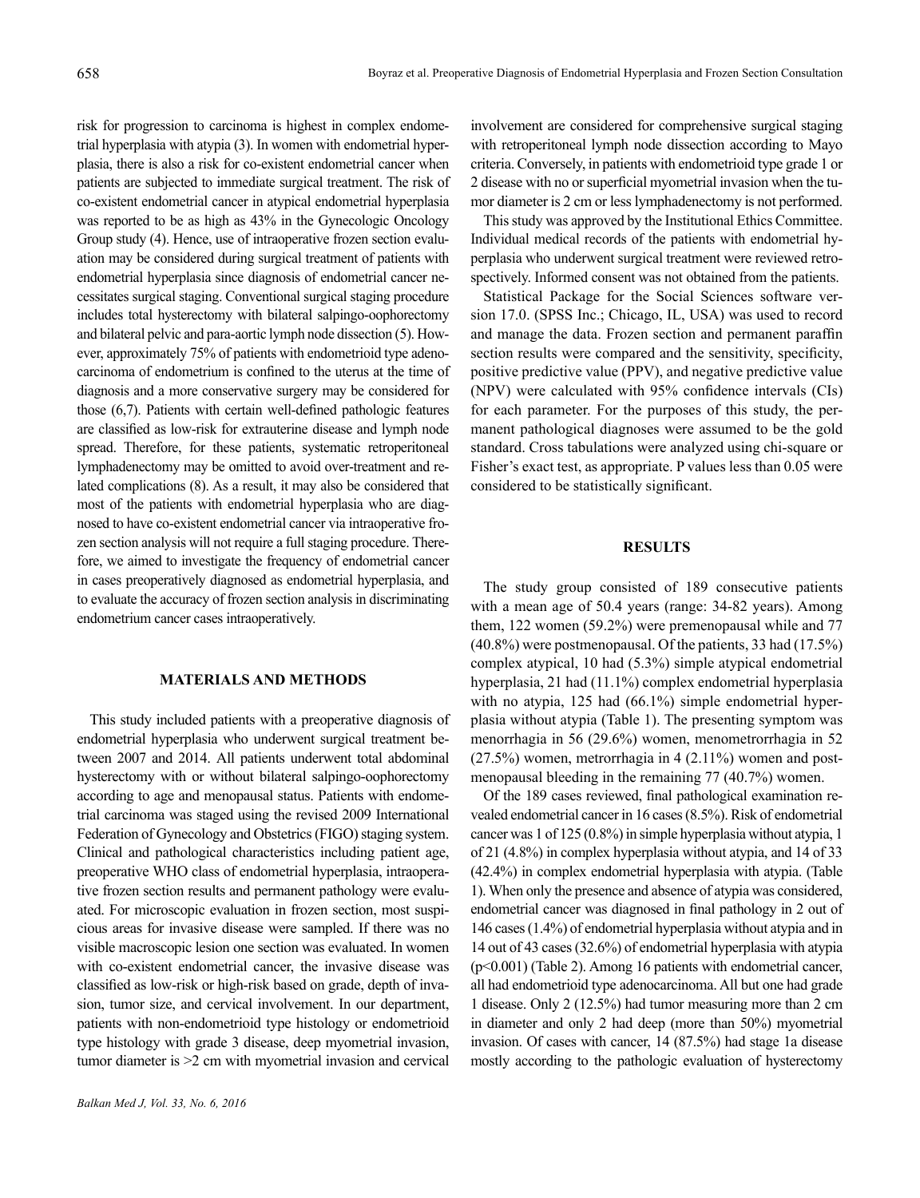risk for progression to carcinoma is highest in complex endometrial hyperplasia with atypia (3). In women with endometrial hyperplasia, there is also a risk for co-existent endometrial cancer when patients are subjected to immediate surgical treatment. The risk of co-existent endometrial cancer in atypical endometrial hyperplasia was reported to be as high as 43% in the Gynecologic Oncology Group study (4). Hence, use of intraoperative frozen section evaluation may be considered during surgical treatment of patients with endometrial hyperplasia since diagnosis of endometrial cancer necessitates surgical staging. Conventional surgical staging procedure includes total hysterectomy with bilateral salpingo-oophorectomy and bilateral pelvic and para-aortic lymph node dissection (5). However, approximately 75% of patients with endometrioid type adenocarcinoma of endometrium is confined to the uterus at the time of diagnosis and a more conservative surgery may be considered for those (6,7). Patients with certain well-defined pathologic features are classified as low-risk for extrauterine disease and lymph node spread. Therefore, for these patients, systematic retroperitoneal lymphadenectomy may be omitted to avoid over-treatment and related complications (8). As a result, it may also be considered that most of the patients with endometrial hyperplasia who are diagnosed to have co-existent endometrial cancer via intraoperative frozen section analysis will not require a full staging procedure. Therefore, we aimed to investigate the frequency of endometrial cancer in cases preoperatively diagnosed as endometrial hyperplasia, and to evaluate the accuracy of frozen section analysis in discriminating endometrium cancer cases intraoperatively.

## MATERIALS AND METHODS

This study included patients with a preoperative diagnosis of endometrial hyperplasia who underwent surgical treatment between 2007 and 2014. All patients underwent total abdominal hysterectomy with or without bilateral salpingo-oophorectomy according to age and menopausal status. Patients with endometrial carcinoma was staged using the revised 2009 International Federation of Gynecology and Obstetrics (FIGO) staging system. Clinical and pathological characteristics including patient age, preoperative WHO class of endometrial hyperplasia, intraoperative frozen section results and permanent pathology were evaluated. For microscopic evaluation in frozen section, most suspicious areas for invasive disease were sampled. If there was no visible macroscopic lesion one section was evaluated. In women with co-existent endometrial cancer, the invasive disease was classified as low-risk or high-risk based on grade, depth of invasion, tumor size, and cervical involvement. In our department, patients with non-endometrioid type histology or endometrioid type histology with grade 3 disease, deep myometrial invasion, tumor diameter is >2 cm with myometrial invasion and cervical involvement are considered for comprehensive surgical staging with retroperitoneal lymph node dissection according to Mayo criteria. Conversely, in patients with endometrioid type grade 1 or 2 disease with no or superficial myometrial invasion when the tumor diameter is 2 cm or less lymphadenectomy is not performed.

This study was approved by the Institutional Ethics Committee. Individual medical records of the patients with endometrial hyperplasia who underwent surgical treatment were reviewed retrospectively. Informed consent was not obtained from the patients.

Statistical Package for the Social Sciences software version 17.0. (SPSS Inc.; Chicago, IL, USA) was used to record and manage the data. Frozen section and permanent paraffin section results were compared and the sensitivity, specificity, positive predictive value (PPV), and negative predictive value (NPV) were calculated with 95% confidence intervals (CIs) for each parameter. For the purposes of this study, the permanent pathological diagnoses were assumed to be the gold standard. Cross tabulations were analyzed using chi-square or Fisher's exact test, as appropriate. P values less than 0.05 were considered to be statistically significant.

## RESULTS

The study group consisted of 189 consecutive patients with a mean age of 50.4 years (range: 34-82 years). Among them, 122 women (59.2%) were premenopausal while and 77 (40.8%) were postmenopausal. Of the patients, 33 had (17.5%) complex atypical, 10 had (5.3%) simple atypical endometrial hyperplasia, 21 had (11.1%) complex endometrial hyperplasia with no atypia, 125 had (66.1%) simple endometrial hyperplasia without atypia (Table 1). The presenting symptom was menorrhagia in 56 (29.6%) women, menometrorrhagia in 52 (27.5%) women, metrorrhagia in 4 (2.11%) women and postmenopausal bleeding in the remaining 77 (40.7%) women.

Of the 189 cases reviewed, final pathological examination revealed endometrial cancer in 16 cases (8.5%). Risk of endometrial cancer was 1 of 125 (0.8%) in simple hyperplasia without atypia, 1 of 21 (4.8%) in complex hyperplasia without atypia, and 14 of 33 (42.4%) in complex endometrial hyperplasia with atypia. (Table 1). When only the presence and absence of atypia was considered, endometrial cancer was diagnosed in final pathology in 2 out of 146 cases (1.4%) of endometrial hyperplasia without atypia and in 14 out of 43 cases (32.6%) of endometrial hyperplasia with atypia ($p<0.001$) (Table 2). Among 16 patients with endometrial cancer, all had endometrioid type adenocarcinoma. All but one had grade 1 disease. Only 2 (12.5%) had tumor measuring more than 2 cm in diameter and only 2 had deep (more than 50%) myometrial invasion. Of cases with cancer, 14 (87.5%) had stage 1a disease mostly according to the pathologic evaluation of hysterectomy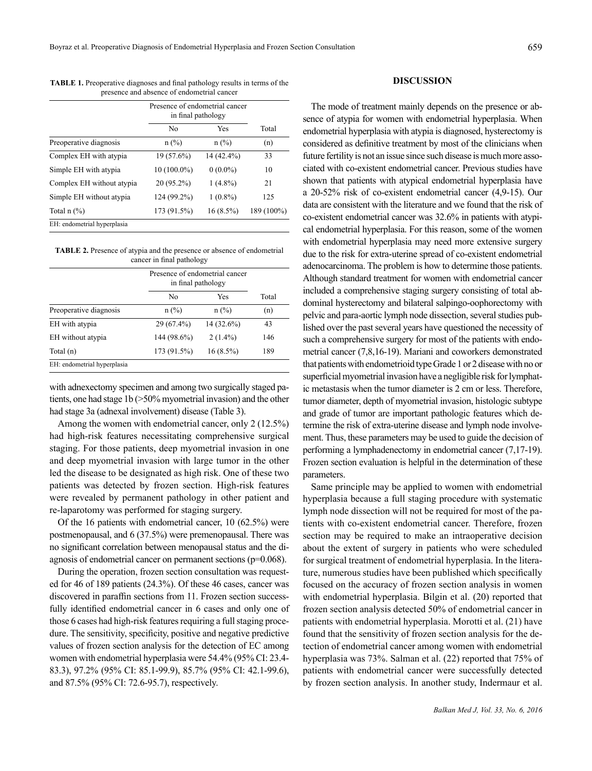**TABLE 1.** Preoperative diagnoses and final pathology results in terms of the presence and absence of endometrial cancer

| | Presence of endometrial cancer in final pathology | | |
|---|---|---|---|
| | No | Yes | Total |
| Preoperative diagnosis | n (%) | n (%) | (n) |
| Complex EH with atypia | 19 (57.6%) | 14 (42.4%) | 33 |
| Simple EH with atypia | 10 (100.0%) | 0 (0.0%) | 10 |
| Complex EH without atypia | 20 (95.2%) | 1 (4.8%) | 21 |
| Simple EH without atypia | 124 (99.2%) | 1 (0.8%) | 125 |
| Total n (%) | 173 (91.5%) | 16 (8.5%) | 189 (100%) |

EH: endometrial hyperplasia

**TABLE 2.** Presence of atypia and the presence or absence of endometrial cancer in final pathology

| | Presence of endometrial cancer in final pathology | | |
|---|---|---|---|
| | No | Yes | Total |
| Preoperative diagnosis | n (%) | n (%) | (n) |
| EH with atypia | 29 (67.4%) | 14 (32.6%) | 43 |
| EH without atypia | 144 (98.6%) | 2 (1.4%) | 146 |
| Total (n) | 173 (91.5%) | 16 (8.5%) | 189 |

EH: endometrial hyperplasia

with adnexectomy specimen and among two surgically staged patients, one had stage 1b (>50% myometrial invasion) and the other had stage 3a (adnexal involvement) disease (Table 3).

Among the women with endometrial cancer, only 2 (12.5%) had high-risk features necessitating comprehensive surgical staging. For those patients, deep myometrial invasion in one and deep myometrial invasion with large tumor in the other led the disease to be designated as high risk. One of these two patients was detected by frozen section. High-risk features were revealed by permanent pathology in other patient and re-laparotomy was performed for staging surgery.

Of the 16 patients with endometrial cancer, 10 (62.5%) were postmenopausal, and 6 (37.5%) were premenopausal. There was no significant correlation between menopausal status and the diagnosis of endometrial cancer on permanent sections (p=0.068).

During the operation, frozen section consultation was requested for 46 of 189 patients (24.3%). Of these 46 cases, cancer was discovered in paraffin sections from 11. Frozen section successfully identified endometrial cancer in 6 cases and only one of those 6 cases had high-risk features requiring a full staging procedure. The sensitivity, specificity, positive and negative predictive values of frozen section analysis for the detection of EC among women with endometrial hyperplasia were 54.4% (95% CI: 23.4-83.3), 97.2% (95% CI: 85.1-99.9), 85.7% (95% CI: 42.1-99.6), and 87.5% (95% CI: 72.6-95.7), respectively.

## DISCUSSION

The mode of treatment mainly depends on the presence or absence of atypia for women with endometrial hyperplasia. When endometrial hyperplasia with atypia is diagnosed, hysterectomy is considered as definitive treatment by most of the clinicians when future fertility is not an issue since such disease is much more associated with co-existent endometrial cancer. Previous studies have shown that patients with atypical endometrial hyperplasia have a 20-52% risk of co-existent endometrial cancer (4,9-15). Our data are consistent with the literature and we found that the risk of co-existent endometrial cancer was 32.6% in patients with atypical endometrial hyperplasia. For this reason, some of the women with endometrial hyperplasia may need more extensive surgery due to the risk for extra-uterine spread of co-existent endometrial adenocarcinoma. The problem is how to determine those patients. Although standard treatment for women with endometrial cancer included a comprehensive staging surgery consisting of total abdominal hysterectomy and bilateral salpingo-oophorectomy with pelvic and para-aortic lymph node dissection, several studies published over the past several years have questioned the necessity of such a comprehensive surgery for most of the patients with endometrial cancer (7,8,16-19). Mariani and coworkers demonstrated that patients with endometrioid type Grade 1 or 2 disease with no or superficial myometrial invasion have a negligible risk for lymphatic metastasis when the tumor diameter is 2 cm or less. Therefore, tumor diameter, depth of myometrial invasion, histologic subtype and grade of tumor are important pathologic features which determine the risk of extra-uterine disease and lymph node involvement. Thus, these parameters may be used to guide the decision of performing a lymphadenectomy in endometrial cancer (7,17-19). Frozen section evaluation is helpful in the determination of these parameters.

Same principle may be applied to women with endometrial hyperplasia because a full staging procedure with systematic lymph node dissection will not be required for most of the patients with co-existent endometrial cancer. Therefore, frozen section may be required to make an intraoperative decision about the extent of surgery in patients who were scheduled for surgical treatment of endometrial hyperplasia. In the literature, numerous studies have been published which specifically focused on the accuracy of frozen section analysis in women with endometrial hyperplasia. Bilgin et al. (20) reported that frozen section analysis detected 50% of endometrial cancer in patients with endometrial hyperplasia. Morotti et al. (21) have found that the sensitivity of frozen section analysis for the detection of endometrial cancer among women with endometrial hyperplasia was 73%. Salman et al. (22) reported that 75% of patients with endometrial cancer were successfully detected by frozen section analysis. In another study, Indermaur et al.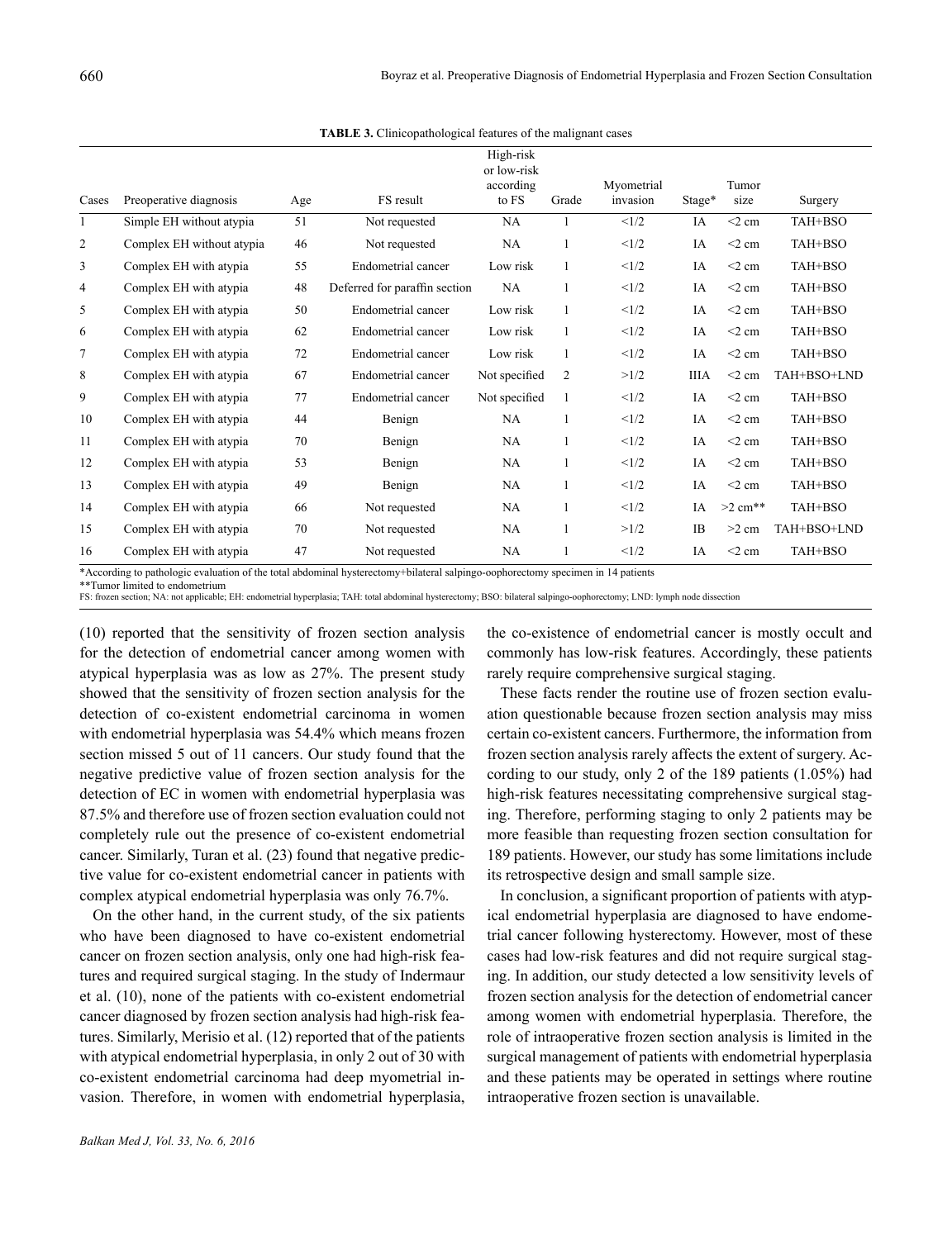**TABLE 3.** Clinicopathological features of the malignant cases

| Cases | Preoperative diagnosis | Age | FS result | High-risk or low-risk according to FS | Grade | Myometrial invasion | Stage* | Tumor size | Surgery |
|---|---|---|---|---|---|---|---|---|---|
| 1 | Simple EH without atypia | 51 | Not requested | NA | 1 | <1/2 | IA | <2 cm | TAH+BSO |
| 2 | Complex EH without atypia | 46 | Not requested | NA | 1 | <1/2 | IA | <2 cm | TAH+BSO |
| 3 | Complex EH with atypia | 55 | Endometrial cancer | Low risk | 1 | <1/2 | IA | <2 cm | TAH+BSO |
| 4 | Complex EH with atypia | 48 | Deferred for paraffin section | NA | 1 | <1/2 | IA | <2 cm | TAH+BSO |
| 5 | Complex EH with atypia | 50 | Endometrial cancer | Low risk | 1 | <1/2 | IA | <2 cm | TAH+BSO |
| 6 | Complex EH with atypia | 62 | Endometrial cancer | Low risk | 1 | <1/2 | IA | <2 cm | TAH+BSO |
| 7 | Complex EH with atypia | 72 | Endometrial cancer | Low risk | 1 | <1/2 | IA | <2 cm | TAH+BSO |
| 8 | Complex EH with atypia | 67 | Endometrial cancer | Not specified | 2 | >1/2 | IIIA | <2 cm | TAH+BSO+LND |
| 9 | Complex EH with atypia | 77 | Endometrial cancer | Not specified | 1 | <1/2 | IA | <2 cm | TAH+BSO |
| 10 | Complex EH with atypia | 44 | Benign | NA | 1 | <1/2 | IA | <2 cm | TAH+BSO |
| 11 | Complex EH with atypia | 70 | Benign | NA | 1 | <1/2 | IA | <2 cm | TAH+BSO |
| 12 | Complex EH with atypia | 53 | Benign | NA | 1 | <1/2 | IA | <2 cm | TAH+BSO |
| 13 | Complex EH with atypia | 49 | Benign | NA | 1 | <1/2 | IA | <2 cm | TAH+BSO |
| 14 | Complex EH with atypia | 66 | Not requested | NA | 1 | <1/2 | IA | >2 cm** | TAH+BSO |
| 15 | Complex EH with atypia | 70 | Not requested | NA | 1 | >1/2 | IB | >2 cm | TAH+BSO+LND |
| 16 | Complex EH with atypia | 47 | Not requested | NA | 1 | <1/2 | IA | <2 cm | TAH+BSO |

*According to pathologic evaluation of the total abdominal hysterectomy+bilateral salpingo-oophorectomy specimen in 14 patients
**Tumor limited to endometrium
FS: frozen section; NA: not applicable; EH: endometrial hyperplasia; TAH: total abdominal hysterectomy; BSO: bilateral salpingo-oophorectomy; LND: lymph node dissection

(10) reported that the sensitivity of frozen section analysis for the detection of endometrial cancer among women with atypical hyperplasia was as low as 27%. The present study showed that the sensitivity of frozen section analysis for the detection of co-existent endometrial carcinoma in women with endometrial hyperplasia was 54.4% which means frozen section missed 5 out of 11 cancers. Our study found that the negative predictive value of frozen section analysis for the detection of EC in women with endometrial hyperplasia was 87.5% and therefore use of frozen section evaluation could not completely rule out the presence of co-existent endometrial cancer. Similarly, Turan et al. (23) found that negative predictive value for co-existent endometrial cancer in patients with complex atypical endometrial hyperplasia was only 76.7%.

On the other hand, in the current study, of the six patients who have been diagnosed to have co-existent endometrial cancer on frozen section analysis, only one had high-risk features and required surgical staging. In the study of Indermaur et al. (10), none of the patients with co-existent endometrial cancer diagnosed by frozen section analysis had high-risk features. Similarly, Merisio et al. (12) reported that of the patients with atypical endometrial hyperplasia, in only 2 out of 30 with co-existent endometrial carcinoma had deep myometrial invasion. Therefore, in women with endometrial hyperplasia, the co-existence of endometrial cancer is mostly occult and commonly has low-risk features. Accordingly, these patients rarely require comprehensive surgical staging.

These facts render the routine use of frozen section evaluation questionable because frozen section analysis may miss certain co-existent cancers. Furthermore, the information from frozen section analysis rarely affects the extent of surgery. According to our study, only 2 of the 189 patients (1.05%) had high-risk features necessitating comprehensive surgical staging. Therefore, performing staging to only 2 patients may be more feasible than requesting frozen section consultation for 189 patients. However, our study has some limitations include its retrospective design and small sample size.

In conclusion, a significant proportion of patients with atypical endometrial hyperplasia are diagnosed to have endometrial cancer following hysterectomy. However, most of these cases had low-risk features and did not require surgical staging. In addition, our study detected a low sensitivity levels of frozen section analysis for the detection of endometrial cancer among women with endometrial hyperplasia. Therefore, the role of intraoperative frozen section analysis is limited in the surgical management of patients with endometrial hyperplasia and these patients may be operated in settings where routine intraoperative frozen section is unavailable.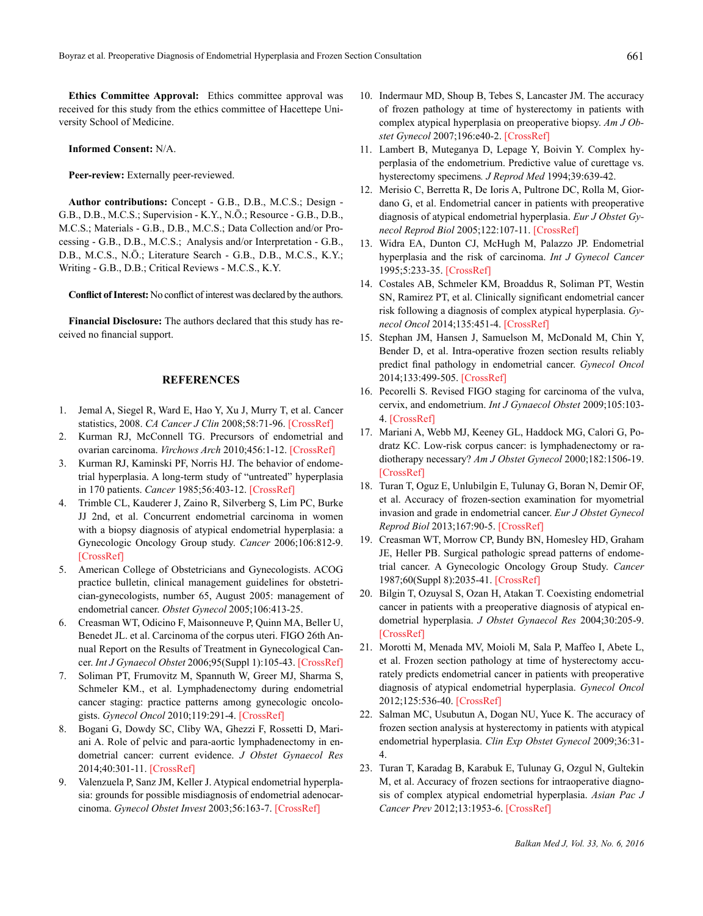**Ethics Committee Approval:** Ethics committee approval was received for this study from the ethics committee of Hacettepe University School of Medicine.

**Informed Consent:** N/A.

**Peer-review:** Externally peer-reviewed.

**Author contributions:** Concept - G.B., D.B., M.C.S.; Design - G.B., D.B., M.C.S.; Supervision - K.Y., N.Ö.; Resource - G.B., D.B., M.C.S.; Materials - G.B., D.B., M.C.S.; Data Collection and/or Processing - G.B., D.B., M.C.S.; Analysis and/or Interpretation - G.B., D.B., M.C.S., N.Ö.; Literature Search - G.B., D.B., M.C.S., K.Y.; Writing - G.B., D.B.; Critical Reviews - M.C.S., K.Y.

**Conflict of Interest:** No conflict of interest was declared by the authors.

**Financial Disclosure:** The authors declared that this study has received no financial support.

## REFERENCES

1. Jemal A, Siegel R, Ward E, Hao Y, Xu J, Murry T, et al. Cancer statistics, 2008. *CA Cancer J Clin* 2008;58:71-96. [CrossRef]
2. Kurman RJ, McConnell TG. Precursors of endometrial and ovarian carcinoma. *Virchows Arch* 2010;456:1-12. [CrossRef]
3. Kurman RJ, Kaminski PF, Norris HJ. The behavior of endometrial hyperplasia. A long-term study of "untreated" hyperplasia in 170 patients. *Cancer* 1985;56:403-12. [CrossRef]
4. Trimble CL, Kauderer J, Zaino R, Silverberg S, Lim PC, Burke JJ 2nd, et al. Concurrent endometrial carcinoma in women with a biopsy diagnosis of atypical endometrial hyperplasia: a Gynecologic Oncology Group study. *Cancer* 2006;106:812-9. [CrossRef]
5. American College of Obstetricians and Gynecologists. ACOG practice bulletin, clinical management guidelines for obstetrician-gynecologists, number 65, August 2005: management of endometrial cancer. *Obstet Gynecol* 2005;106:413-25.
6. Creasman WT, Odicino F, Maisonneuve P, Quinn MA, Beller U, Benedet JL. et al. Carcinoma of the corpus uteri. FIGO 26th Annual Report on the Results of Treatment in Gynecological Cancer. *Int J Gynaecol Obstet* 2006;95(Suppl 1):105-43. [CrossRef]
7. Soliman PT, Frumovitz M, Spannuth W, Greer MJ, Sharma S, Schmeler KM., et al. Lymphadenectomy during endometrial cancer staging: practice patterns among gynecologic oncologists. *Gynecol Oncol* 2010;119:291-4. [CrossRef]
8. Bogani G, Dowdy SC, Cliby WA, Ghezzi F, Rossetti D, Mariani A. Role of pelvic and para-aortic lymphadenectomy in endometrial cancer: current evidence. *J Obstet Gynaecol Res* 2014;40:301-11. [CrossRef]
9. Valenzuela P, Sanz JM, Keller J. Atypical endometrial hyperplasia: grounds for possible misdiagnosis of endometrial adenocarcinoma. *Gynecol Obstet Invest* 2003;56:163-7. [CrossRef]
10. Indermaur MD, Shoup B, Tebes S, Lancaster JM. The accuracy of frozen pathology at time of hysterectomy in patients with complex atypical hyperplasia on preoperative biopsy. *Am J Obstet Gynecol* 2007;196:e40-2. [CrossRef]
11. Lambert B, Muteganya D, Lepage Y, Boivin Y. Complex hyperplasia of the endometrium. Predictive value of curettage vs. hysterectomy specimens*.* *J Reprod Med* 1994;39:639-42.
12. Merisio C, Berretta R, De Ioris A, Pultrone DC, Rolla M, Giordano G, et al. Endometrial cancer in patients with preoperative diagnosis of atypical endometrial hyperplasia. *Eur J Obstet Gynecol Reprod Biol* 2005;122:107-11. [CrossRef]
13. Widra EA, Dunton CJ, McHugh M, Palazzo JP. Endometrial hyperplasia and the risk of carcinoma. *Int J Gynecol Cancer* 1995;5:233-35. [CrossRef]
14. Costales AB, Schmeler KM, Broaddus R, Soliman PT, Westin SN, Ramirez PT, et al. Clinically significant endometrial cancer risk following a diagnosis of complex atypical hyperplasia. *Gynecol Oncol* 2014;135:451-4. [CrossRef]
15. Stephan JM, Hansen J, Samuelson M, McDonald M, Chin Y, Bender D, et al. Intra-operative frozen section results reliably predict final pathology in endometrial cancer. *Gynecol Oncol* 2014;133:499-505. [CrossRef]
16. Pecorelli S. Revised FIGO staging for carcinoma of the vulva, cervix, and endometrium. *Int J Gynaecol Obstet* 2009;105:103-4. [CrossRef]
17. Mariani A, Webb MJ, Keeney GL, Haddock MG, Calori G, Podratz KC. Low-risk corpus cancer: is lymphadenectomy or radiotherapy necessary? *Am J Obstet Gynecol* 2000;182:1506-19. [CrossRef]
18. Turan T, Oguz E, Unlubilgin E, Tulunay G, Boran N, Demir OF, et al. Accuracy of frozen-section examination for myometrial invasion and grade in endometrial cancer. *Eur J Obstet Gynecol Reprod Biol* 2013;167:90-5. [CrossRef]
19. Creasman WT, Morrow CP, Bundy BN, Homesley HD, Graham JE, Heller PB. Surgical pathologic spread patterns of endometrial cancer. A Gynecologic Oncology Group Study. *Cancer* 1987;60(Suppl 8):2035-41. [CrossRef]
20. Bilgin T, Ozuysal S, Ozan H, Atakan T. Coexisting endometrial cancer in patients with a preoperative diagnosis of atypical endometrial hyperplasia. *J Obstet Gynaecol Res* 2004;30:205-9. [CrossRef]
21. Morotti M, Menada MV, Moioli M, Sala P, Maffeo I, Abete L, et al. Frozen section pathology at time of hysterectomy accurately predicts endometrial cancer in patients with preoperative diagnosis of atypical endometrial hyperplasia. *Gynecol Oncol* 2012;125:536-40. [CrossRef]
22. Salman MC, Usubutun A, Dogan NU, Yuce K. The accuracy of frozen section analysis at hysterectomy in patients with atypical endometrial hyperplasia. *Clin Exp Obstet Gynecol* 2009;36:31-4.
23. Turan T, Karadag B, Karabuk E, Tulunay G, Ozgul N, Gultekin M, et al. Accuracy of frozen sections for intraoperative diagnosis of complex atypical endometrial hyperplasia. *Asian Pac J Cancer Prev* 2012;13:1953-6. [CrossRef]